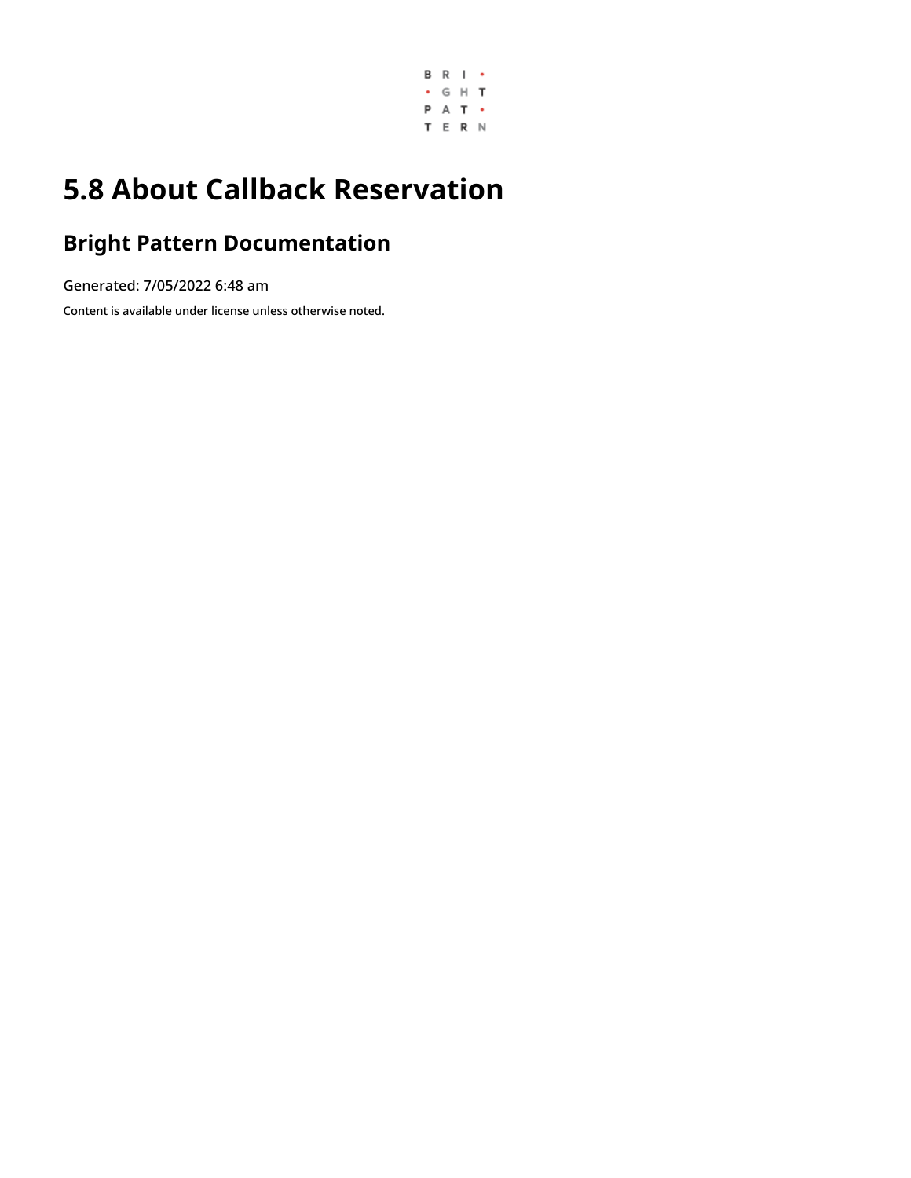# 5.8 About Callback Reservation

## Bright Pattern Documentation

Generated: 7/05/2022 6:48 am

Content is available under license unless otherwise noted.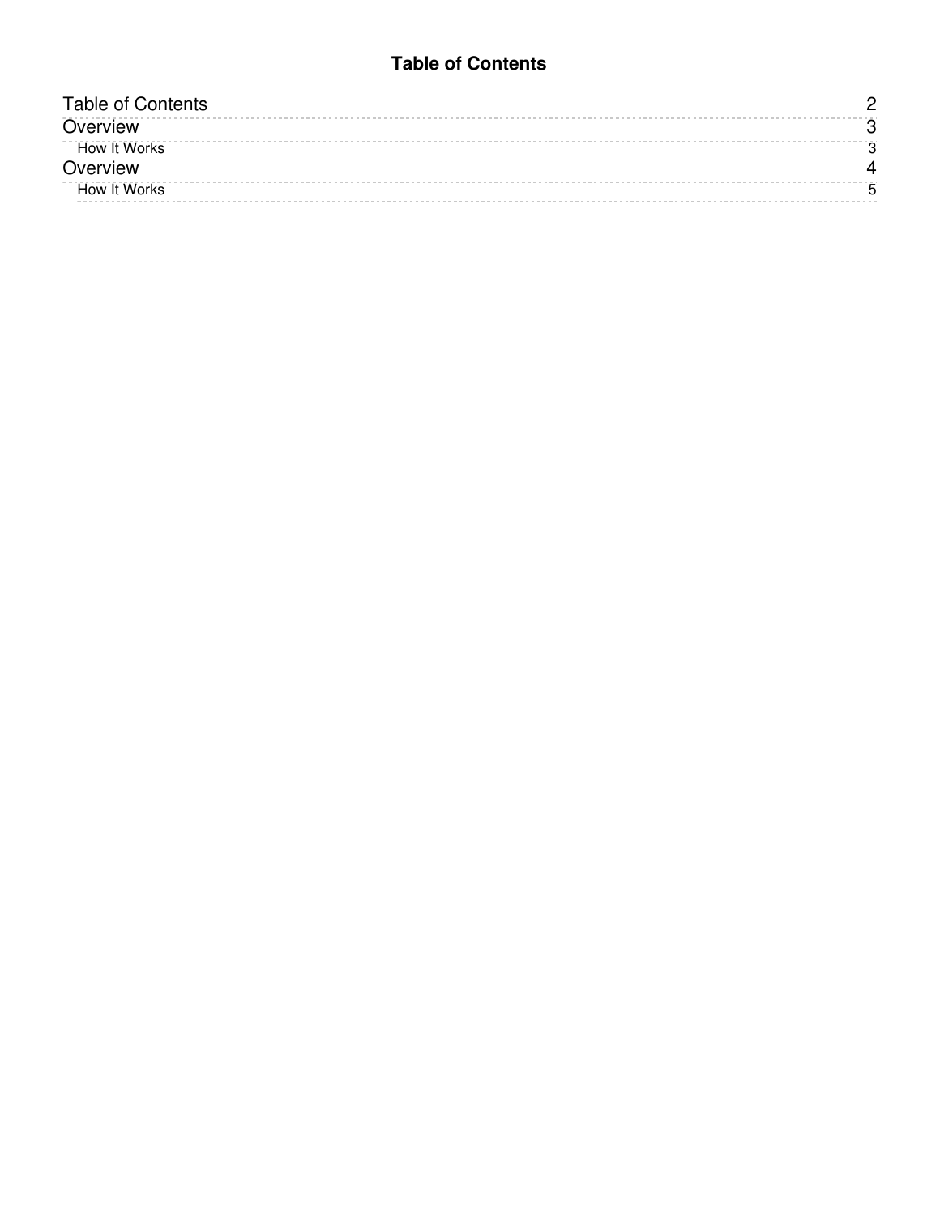# Table of Contents

| | |
|---|---|
| Table of Contents | 2 |
| Overview | 3 |
| How It Works | 3 |
| Overview | 4 |
| How It Works | 5 |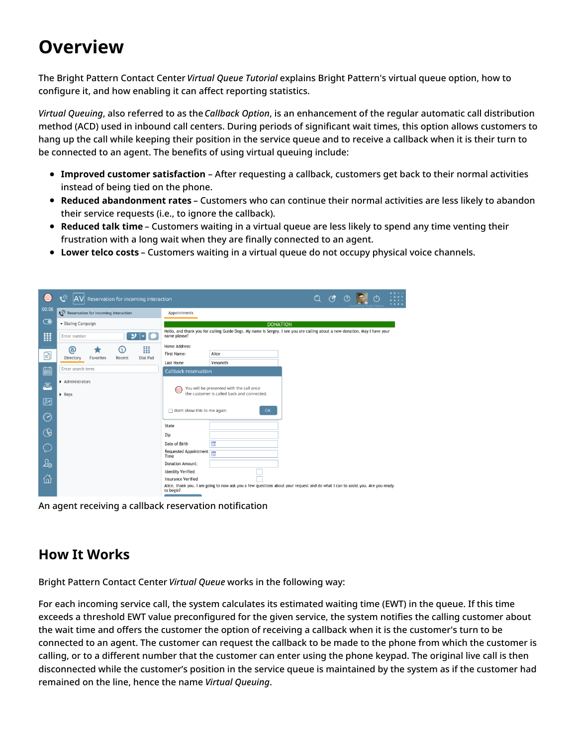# Overview

The Bright Pattern Contact Center *Virtual Queue Tutorial* explains Bright Pattern's virtual queue option, how to configure it, and how enabling it can affect reporting statistics.

*Virtual Queuing*, also referred to as the *Callback Option*, is an enhancement of the regular automatic call distribution method (ACD) used in inbound call centers. During periods of significant wait times, this option allows customers to hang up the call while keeping their position in the service queue and to receive a callback when it is their turn to be connected to an agent. The benefits of using virtual queuing include:

- **Improved customer satisfaction** – After requesting a callback, customers get back to their normal activities instead of being tied on the phone.
- **Reduced abandonment rates** – Customers who can continue their normal activities are less likely to abandon their service requests (i.e., to ignore the callback).
- **Reduced talk time** – Customers waiting in a virtual queue are less likely to spend any time venting their frustration with a long wait when they are finally connected to an agent.
- **Lower telco costs** – Customers waiting in a virtual queue do not occupy physical voice channels.

An agent receiving a callback reservation notification

## How It Works

Bright Pattern Contact Center *Virtual Queue* works in the following way:

For each incoming service call, the system calculates its estimated waiting time (EWT) in the queue. If this time exceeds a threshold EWT value preconfigured for the given service, the system notifies the calling customer about the wait time and offers the customer the option of receiving a callback when it is the customer's turn to be connected to an agent. The customer can request the callback to be made to the phone from which the customer is calling, or to a different number that the customer can enter using the phone keypad. The original live call is then disconnected while the customer's position in the service queue is maintained by the system as if the customer had remained on the line, hence the name *Virtual Queuing*.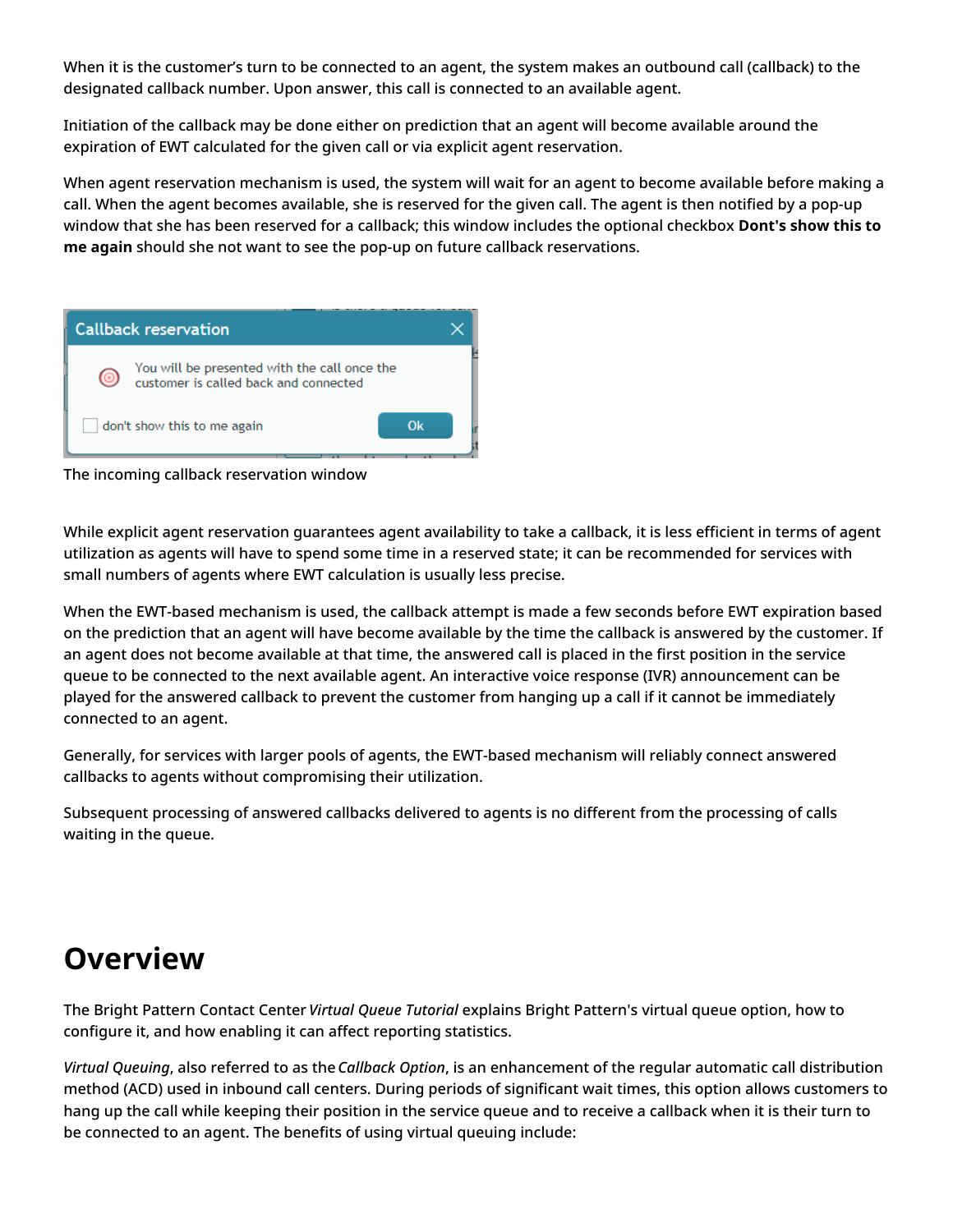When it is the customer's turn to be connected to an agent, the system makes an outbound call (callback) to the designated callback number. Upon answer, this call is connected to an available agent.

Initiation of the callback may be done either on prediction that an agent will become available around the expiration of EWT calculated for the given call or via explicit agent reservation.

When agent reservation mechanism is used, the system will wait for an agent to become available before making a call. When the agent becomes available, she is reserved for the given call. The agent is then notified by a pop-up window that she has been reserved for a callback; this window includes the optional checkbox **Dont's show this to me again** should she not want to see the pop-up on future callback reservations.

The incoming callback reservation window

While explicit agent reservation guarantees agent availability to take a callback, it is less efficient in terms of agent utilization as agents will have to spend some time in a reserved state; it can be recommended for services with small numbers of agents where EWT calculation is usually less precise.

When the EWT-based mechanism is used, the callback attempt is made a few seconds before EWT expiration based on the prediction that an agent will have become available by the time the callback is answered by the customer. If an agent does not become available at that time, the answered call is placed in the first position in the service queue to be connected to the next available agent. An interactive voice response (IVR) announcement can be played for the answered callback to prevent the customer from hanging up a call if it cannot be immediately connected to an agent.

Generally, for services with larger pools of agents, the EWT-based mechanism will reliably connect answered callbacks to agents without compromising their utilization.

Subsequent processing of answered callbacks delivered to agents is no different from the processing of calls waiting in the queue.

# Overview

The Bright Pattern Contact Center *Virtual Queue Tutorial* explains Bright Pattern's virtual queue option, how to configure it, and how enabling it can affect reporting statistics.

*Virtual Queuing*, also referred to as the *Callback Option*, is an enhancement of the regular automatic call distribution method (ACD) used in inbound call centers. During periods of significant wait times, this option allows customers to hang up the call while keeping their position in the service queue and to receive a callback when it is their turn to be connected to an agent. The benefits of using virtual queuing include: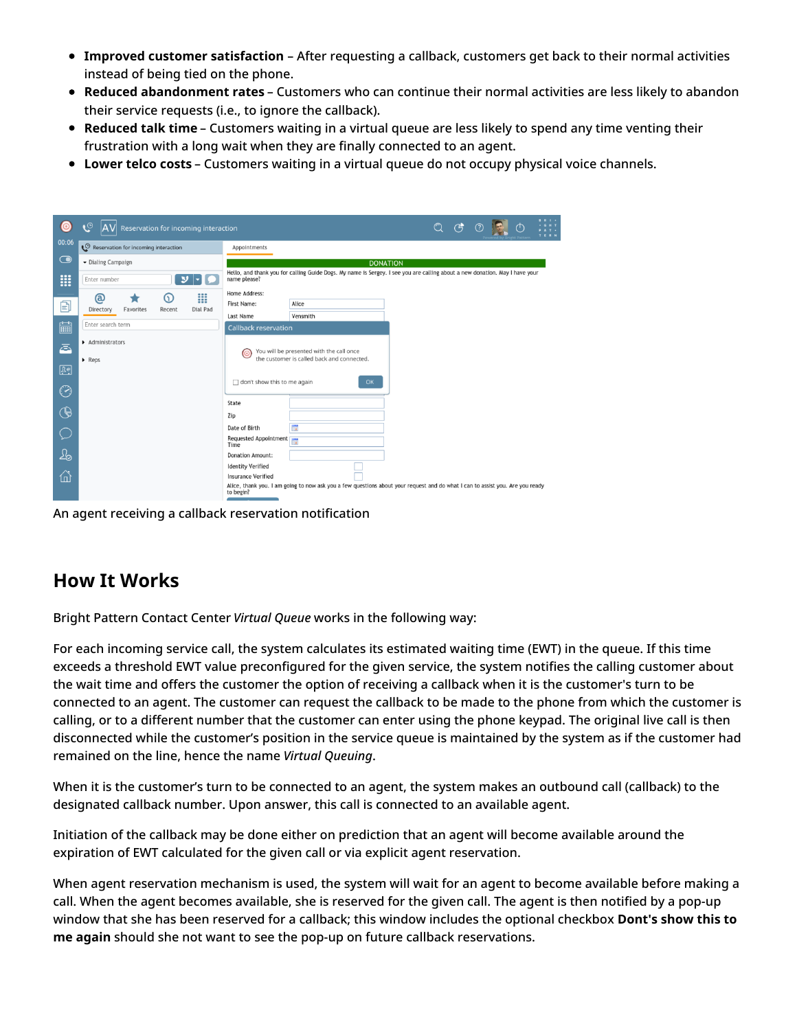- **Improved customer satisfaction** – After requesting a callback, customers get back to their normal activities instead of being tied on the phone.
- **Reduced abandonment rates** – Customers who can continue their normal activities are less likely to abandon their service requests (i.e., to ignore the callback).
- **Reduced talk time** – Customers waiting in a virtual queue are less likely to spend any time venting their frustration with a long wait when they are finally connected to an agent.
- **Lower telco costs** – Customers waiting in a virtual queue do not occupy physical voice channels.

An agent receiving a callback reservation notification

## How It Works

Bright Pattern Contact Center *Virtual Queue* works in the following way:

For each incoming service call, the system calculates its estimated waiting time (EWT) in the queue. If this time exceeds a threshold EWT value preconfigured for the given service, the system notifies the calling customer about the wait time and offers the customer the option of receiving a callback when it is the customer's turn to be connected to an agent. The customer can request the callback to be made to the phone from which the customer is calling, or to a different number that the customer can enter using the phone keypad. The original live call is then disconnected while the customer's position in the service queue is maintained by the system as if the customer had remained on the line, hence the name *Virtual Queuing*.

When it is the customer's turn to be connected to an agent, the system makes an outbound call (callback) to the designated callback number. Upon answer, this call is connected to an available agent.

Initiation of the callback may be done either on prediction that an agent will become available around the expiration of EWT calculated for the given call or via explicit agent reservation.

When agent reservation mechanism is used, the system will wait for an agent to become available before making a call. When the agent becomes available, she is reserved for the given call. The agent is then notified by a pop-up window that she has been reserved for a callback; this window includes the optional checkbox **Dont's show this to me again** should she not want to see the pop-up on future callback reservations.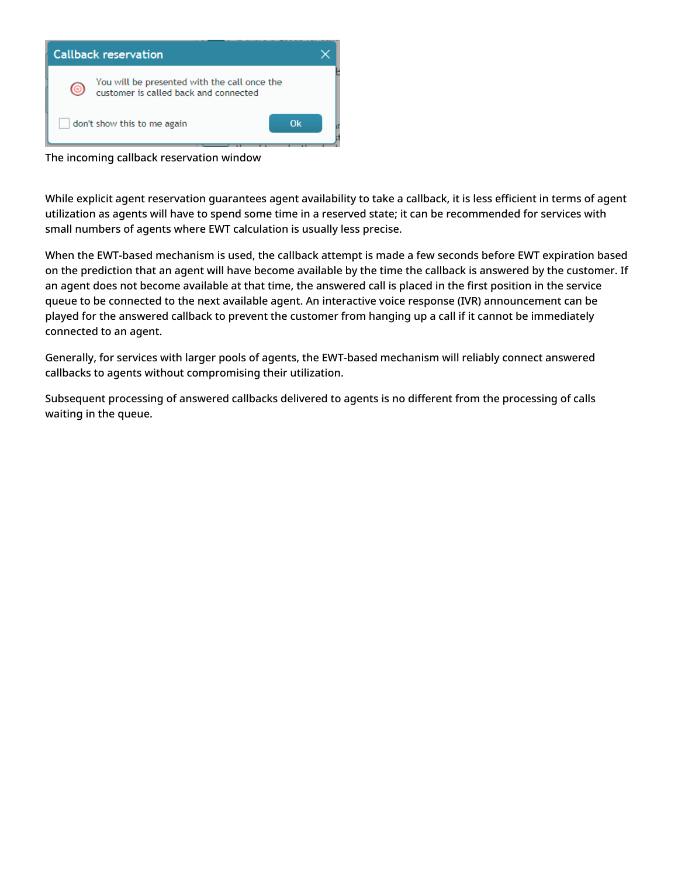The incoming callback reservation window

While explicit agent reservation guarantees agent availability to take a callback, it is less efficient in terms of agent utilization as agents will have to spend some time in a reserved state; it can be recommended for services with small numbers of agents where EWT calculation is usually less precise.

When the EWT-based mechanism is used, the callback attempt is made a few seconds before EWT expiration based on the prediction that an agent will have become available by the time the callback is answered by the customer. If an agent does not become available at that time, the answered call is placed in the first position in the service queue to be connected to the next available agent. An interactive voice response (IVR) announcement can be played for the answered callback to prevent the customer from hanging up a call if it cannot be immediately connected to an agent.

Generally, for services with larger pools of agents, the EWT-based mechanism will reliably connect answered callbacks to agents without compromising their utilization.

Subsequent processing of answered callbacks delivered to agents is no different from the processing of calls waiting in the queue.